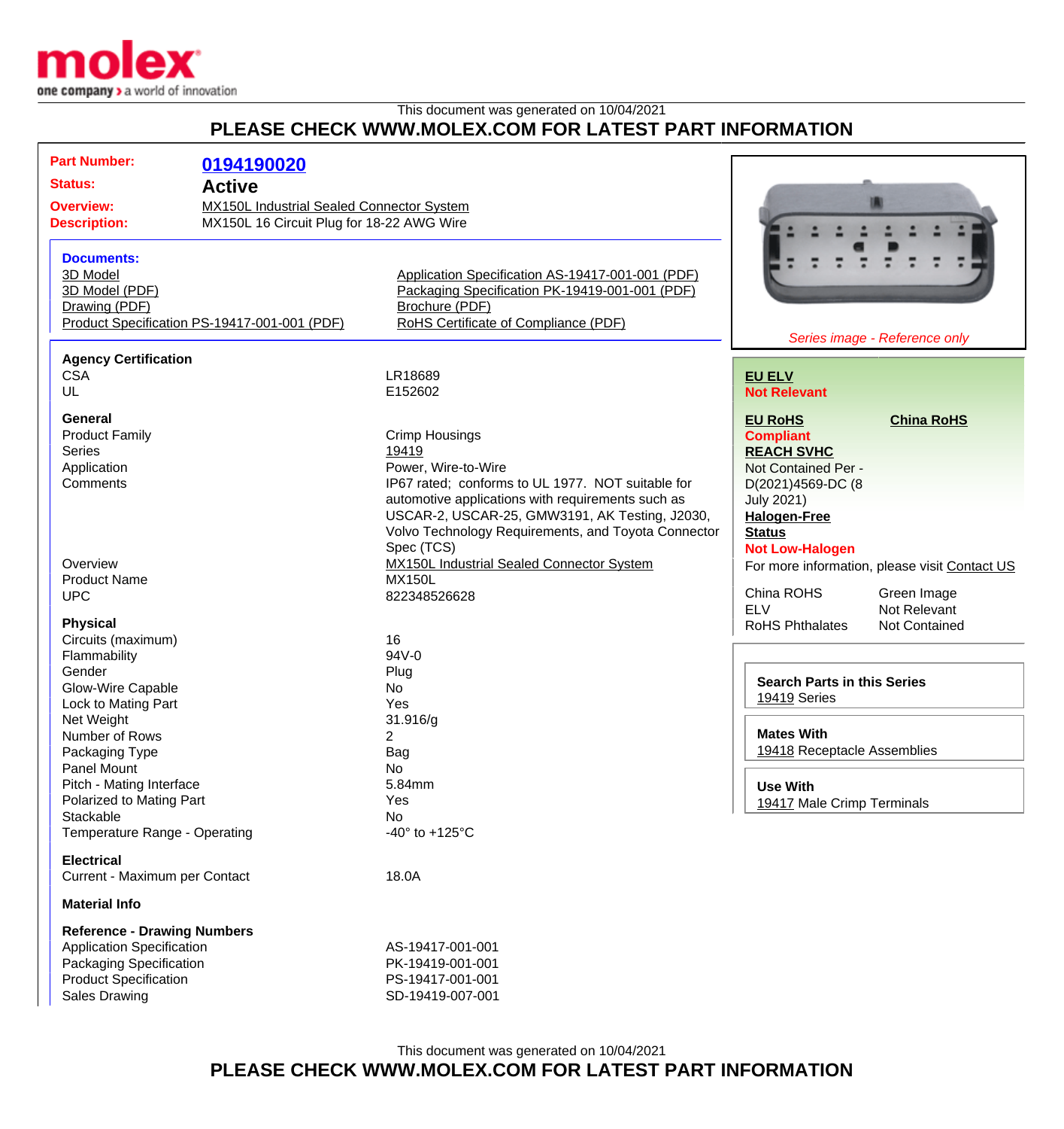molex
one company > a world of innovation

This document was generated on 10/04/2021

## PLEASE CHECK WWW.MOLEX.COM FOR LATEST PART INFORMATION

**Part Number:** 0194190020
**Status:** Active
**Overview:** MX150L Industrial Sealed Connector System
**Description:** MX150L 16 Circuit Plug for 18-22 AWG Wire

### Documents:

- 3D Model
- 3D Model (PDF)
- Drawing (PDF)
- Product Specification PS-19417-001-001 (PDF)
- Application Specification AS-19417-001-001 (PDF)
- Packaging Specification PK-19419-001-001 (PDF)
- Brochure (PDF)
- RoHS Certificate of Compliance (PDF)

*Series image - Reference only*

**EU ELV**
**Not Relevant**

**EU RoHS**
**Compliant**

**China RoHS**

**REACH SVHC**
Not Contained Per - D(2021)4569-DC (8 July 2021)

**Halogen-Free Status**
**Not Low-Halogen**

For more information, please visit Contact US

| | |
|---|---|
| China ROHS | Green Image |
| ELV | Not Relevant |
| RoHS Phthalates | Not Contained |

**Search Parts in this Series**
19419 Series

**Mates With**
19418 Receptacle Assemblies

**Use With**
19417 Male Crimp Terminals

### Agency Certification

| | |
|---|---|
| CSA | LR18689 |
| UL | E152602 |

### General

| | |
|---|---|
| Product Family | Crimp Housings |
| Series | 19419 |
| Application | Power, Wire-to-Wire |
| Comments | IP67 rated; conforms to UL 1977. NOT suitable for automotive applications with requirements such as USCAR-2, USCAR-25, GMW3191, AK Testing, J2030, Volvo Technology Requirements, and Toyota Connector Spec (TCS) |
| Overview | MX150L Industrial Sealed Connector System |
| Product Name | MX150L |
| UPC | 822348526628 |

### Physical

| | |
|---|---|
| Circuits (maximum) | 16 |
| Flammability | 94V-0 |
| Gender | Plug |
| Glow-Wire Capable | No |
| Lock to Mating Part | Yes |
| Net Weight | 31.916/g |
| Number of Rows | 2 |
| Packaging Type | Bag |
| Panel Mount | No |
| Pitch - Mating Interface | 5.84mm |
| Polarized to Mating Part | Yes |
| Stackable | No |
| Temperature Range - Operating | -40° to +125°C |

### Electrical

| | |
|---|---|
| Current - Maximum per Contact | 18.0A |

### Material Info

### Reference - Drawing Numbers

| | |
|---|---|
| Application Specification | AS-19417-001-001 |
| Packaging Specification | PK-19419-001-001 |
| Product Specification | PS-19417-001-001 |
| Sales Drawing | SD-19419-007-001 |

This document was generated on 10/04/2021

## PLEASE CHECK WWW.MOLEX.COM FOR LATEST PART INFORMATION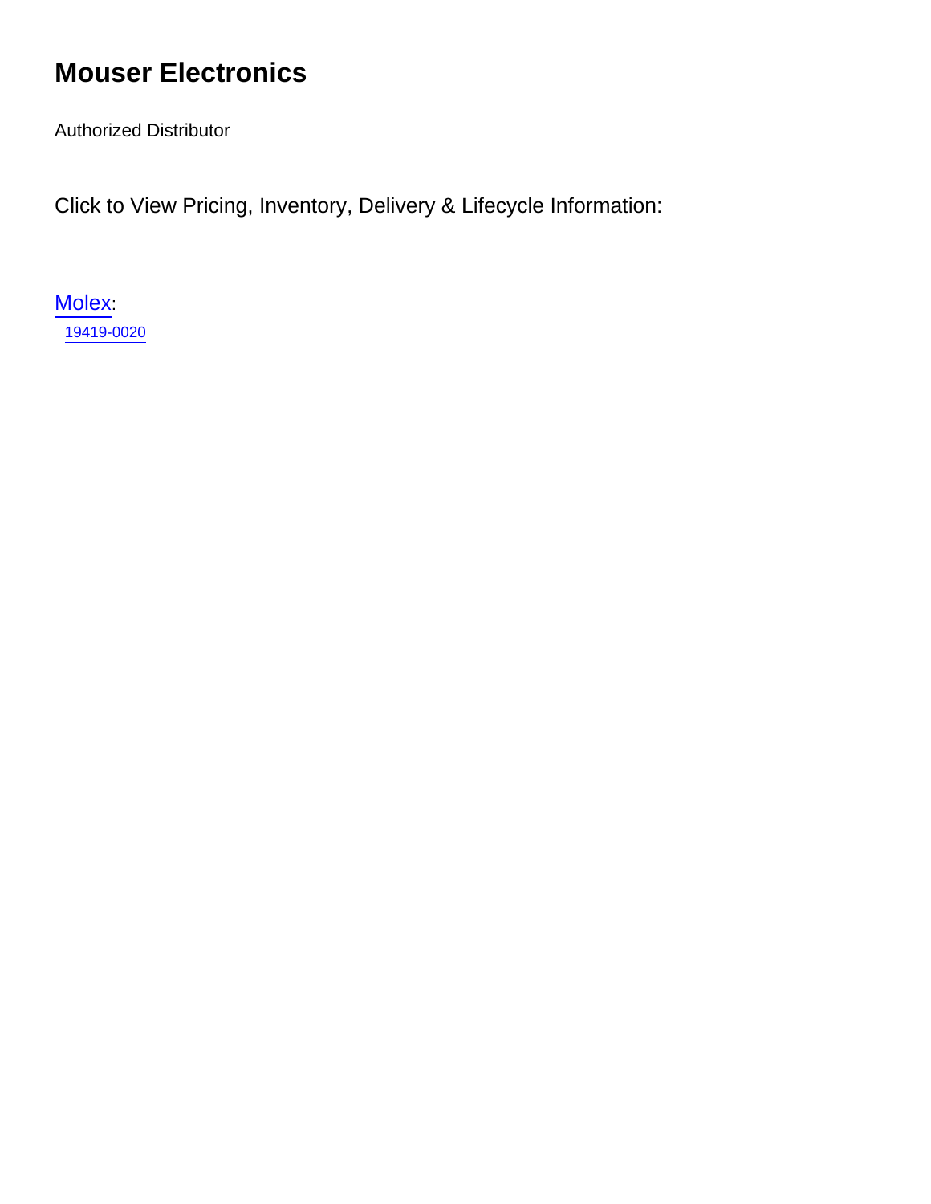# Mouser Electronics

Authorized Distributor

Click to View Pricing, Inventory, Delivery & Lifecycle Information:

Molex:

19419-0020